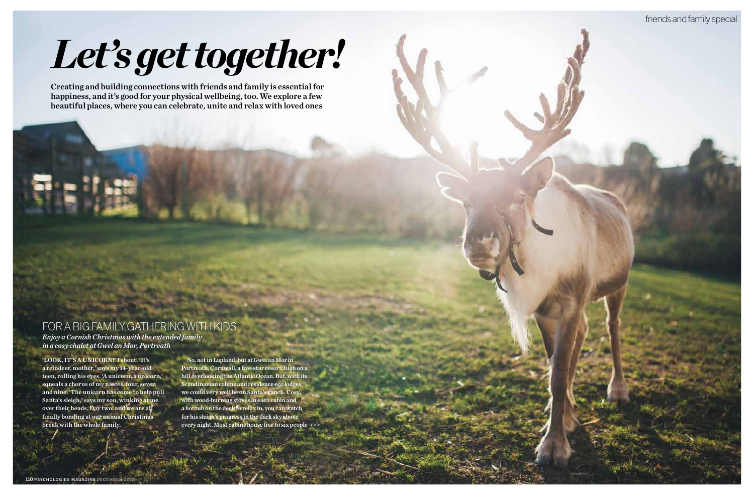# Let's get together!

**Creating and building connections with friends and family is essential for happiness, and it's good for your physical wellbeing, too. We explore a few beautiful places, where you can celebrate, unite and relax with loved ones**

## FOR A BIG FAMILY GATHERING WITH KIDS

*Enjoy a Cornish Christmas with the extended family in a cosy chalet at Gwel an Mor, Portreath*

'LOOK, IT'S A UNICORN!' I shout. 'It's a reindeer, mother,' says my 14-year-old teen, rolling his eyes. 'A unicorn, a unicorn,' squeals a chorus of my nieces, four, seven and nine. 'The unicorn has come to help pull Santa's sleigh,' says my son, winking at me over their heads. Day two, and we are all finally bonding at our annual Christmas break with the whole family.

No, not in Lapland, but at Gwel an Mor in Portreath, Cornwall, a five-star resort, high on a hill overlooking the Atlantic Ocean. But, with its Scandinavian cabins and residence eco lodges, we could very well be on Santa's ranch. Cosy, with wood-burning stoves in each cabin and a hot tub on the deck to relax in, you can watch for his sleigh's progress in the dark sky above every night. Most cabins house five to six people >>>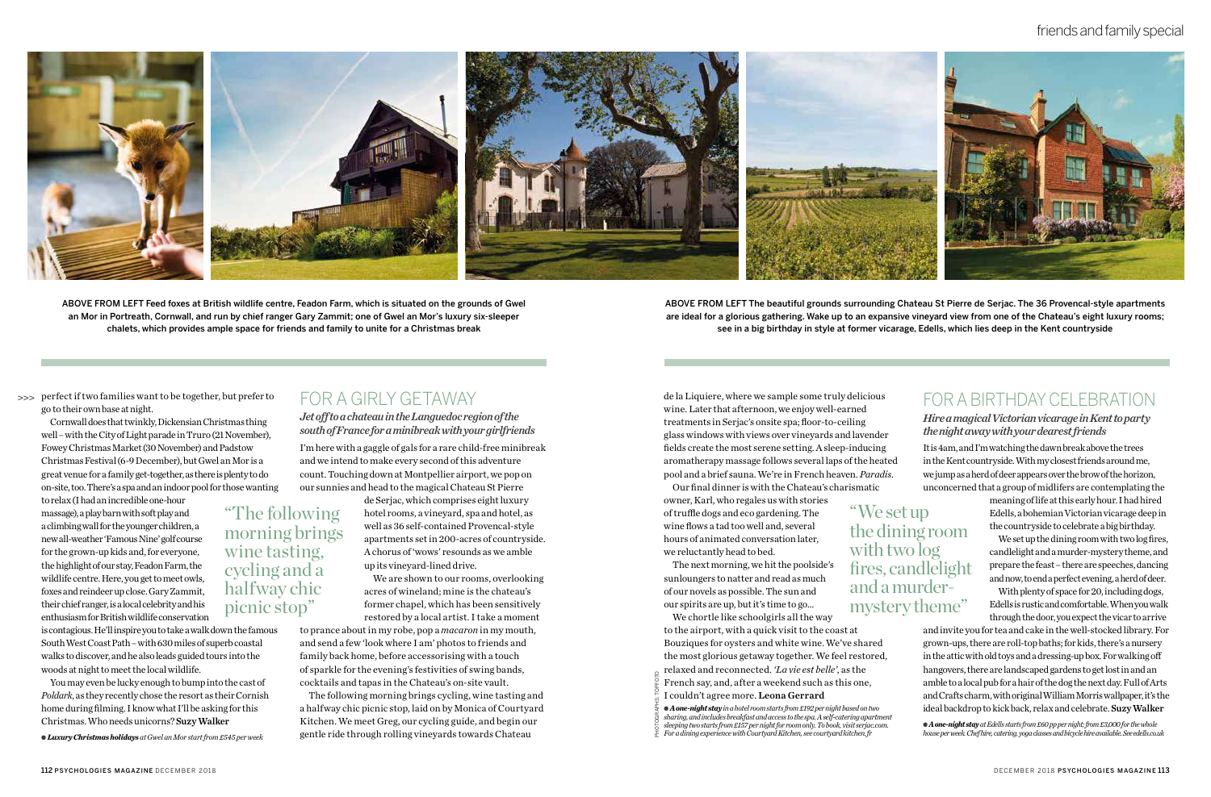ABOVE FROM LEFT Feed foxes at British wildlife centre, Feadon Farm, which is situated on the grounds of Gwel an Mor in Portreath, Cornwall, and run by chief ranger Gary Zammit; one of Gwel an Mor's luxury six-sleeper chalets, which provides ample space for friends and family to unite for a Christmas break

ABOVE FROM LEFT The beautiful grounds surrounding Chateau St Pierre de Serjac. The 36 Provencal-style apartments are ideal for a glorious gathering. Wake up to an expansive vineyard view from one of the Chateau's eight luxury rooms; see in a big birthday in style at former vicarage, Edells, which lies deep in the Kent countryside

>>> perfect if two families want to be together, but prefer to go to their own base at night.

Cornwall does that twinkly, Dickensian Christmas thing well – with the City of Light parade in Truro (21 November), Fowey Christmas Market (30 November) and Padstow Christmas Festival (6-9 December), but Gwel an Mor is a great venue for a family get-together, as there is plenty to do on-site, too. There's a spa and an indoor pool for those wanting to relax (I had an incredible one-hour massage), a climbing wall for the younger children, a new all-weather 'Famous Nine' golf course for the grown-up kids and, for everyone, the highlight of our stay, Feadon Farm, the wildlife centre. Here, you get to meet owls, foxes and reindeer up close. Gary Zammit, their chief ranger, is a local celebrity and his enthusiasm for British wildlife conservation is contagious. He'll inspire you to take a walk down the famous South West Coast Path – with 630 miles of superb coastal walks to discover, and he also leads guided tours into the woods at night to meet the local wildlife.

You may even be lucky enough to bump into the cast of *Poldark*, as they recently chose the resort as their Cornish home during filming. I know what I'll be asking for this Christmas. Who needs unicorns? **Suzy Walker**

● ***Luxury Christmas holidays** at Gwel an Mor start from £545 per week*

## FOR A GIRLY GETAWAY

***Jet off to a chateau in the Languedoc region of the south of France for a minibreak with your girlfriends***

I'm here with a gaggle of gals for a rare child-free minibreak and we intend to make every second of this adventure count. Touching down at Montpellier airport, we pop on our sunnies and head to the magical Chateau St Pierre de Serjac, which comprises eight luxury hotel rooms, a vineyard, spa and hotel, as well as 36 self-contained Provencal-style apartments set in 200-acres of countryside. A chorus of 'wows' resounds as we amble up its vineyard-lined drive.

> "The following morning brings wine tasting, cycling and a halfway chic picnic stop"

We are shown to our rooms, overlooking acres of wineland; mine is the chateau's former chapel, which has been sensitively restored by a local artist. I take a moment to prance about in my robe, pop a *macaron* in my mouth, and send a few 'look where I am' photos to friends and family back home, before accessorising with a touch of sparkle for the evening's festivities of swing bands, cocktails and tapas in the Chateau's on-site vault.

The following morning brings cycling, wine tasting and a halfway chic picnic stop, laid on by Monica of Courtyard Kitchen. We meet Greg, our cycling guide, and begin our gentle ride through rolling vineyards towards Chateau de la Liquiere, where we sample some truly delicious wine. Later that afternoon, we enjoy well-earned treatments in Serjac's onsite spa; floor-to-ceiling glass windows with views over vineyards and lavender fields create the most serene setting. A sleep-inducing aromatherapy massage follows several laps of the heated pool and a brief sauna. We're in French heaven. *Paradis*.

Our final dinner is with the Chateau's charismatic owner, Karl, who regales us with stories of truffle dogs and eco gardening. The wine flows a tad too well and, several hours of animated conversation later, we reluctantly head to bed.

The next morning, we hit the poolside's sunloungers to natter and read as much of our novels as possible. The sun and our spirits are up, but it's time to go…

We chortle like schoolgirls all the way to the airport, with a quick visit to the coast at Bouziques for oysters and white wine. We've shared the most glorious getaway together. We feel restored, relaxed and reconnected. *'La vie est belle'*, as the French say, and, after a weekend such as this one, I couldn't agree more. **Leona Gerrard**

● ***A one-night stay** in a hotel room starts from £192 per night based on two sharing, and includes breakfast and access to the spa. A self-catering apartment sleeping two starts from £157 per night for room only. To book, visit serjac.com. For a dining experience with Courtyard Kitchen, see courtyardkitchen.fr*

PHOTOGRAPHS: TOPFOTO

## FOR A BIRTHDAY CELEBRATION

***Hire a magical Victorian vicarage in Kent to party the night away with your dearest friends***

It is 4am, and I'm watching the dawn break above the trees in the Kent countryside. With my closest friends around me, we jump as a herd of deer appears over the brow of the horizon, unconcerned that a group of midlifers are contemplating the meaning of life at this early hour. I had hired Edells, a bohemian Victorian vicarage deep in the countryside to celebrate a big birthday.

> "We set up the dining room with two log fires, candlelight and a murder-mystery theme"

We set up the dining room with two log fires, candlelight and a murder-mystery theme, and prepare the feast – there are speeches, dancing and now, to end a perfect evening, a herd of deer.

With plenty of space for 20, including dogs, Edells is rustic and comfortable. When you walk through the door, you expect the vicar to arrive and invite you for tea and cake in the well-stocked library. For grown-ups, there are roll-top baths; for kids, there's a nursery in the attic with old toys and a dressing-up box. For walking off hangovers, there are landscaped gardens to get lost in and an amble to a local pub for a hair of the dog the next day. Full of Arts and Crafts charm, with original William Morris wallpaper, it's the ideal backdrop to kick back, relax and celebrate. **Suzy Walker**

● ***A one-night stay** at Edells starts from £60 pp per night; from £3,000 for the whole house per week. Chef hire, catering, yoga classes and bicycle hire available. See edells.co.uk*